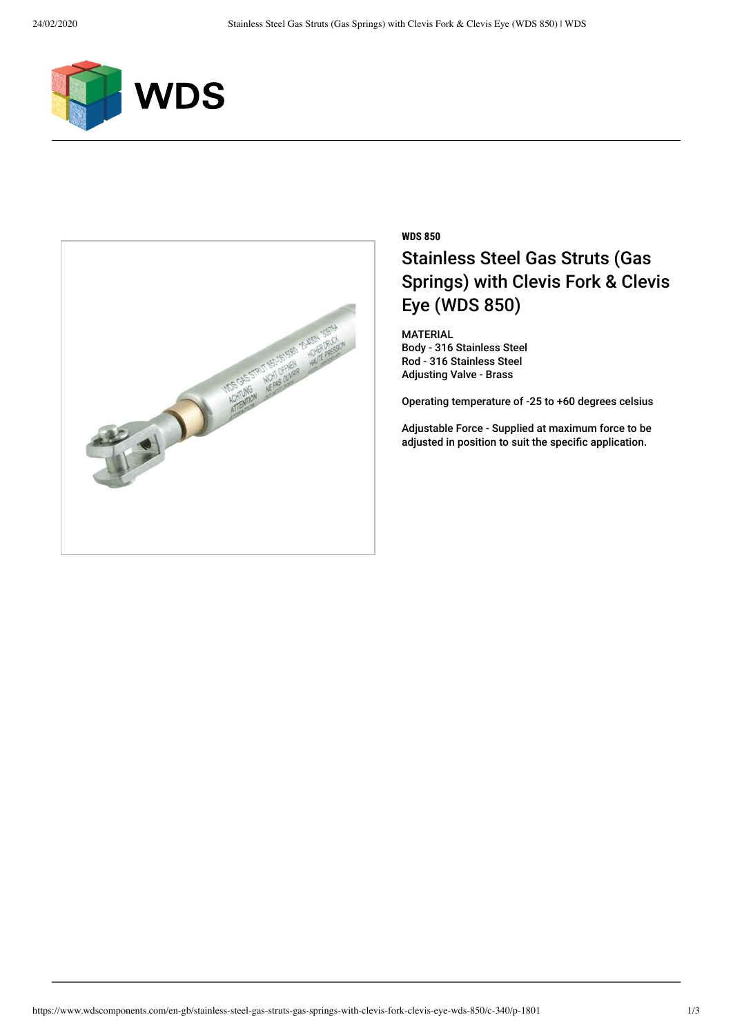**WDS 850**

# Stainless Steel Gas Struts (Gas Springs) with Clevis Fork & Clevis Eye (WDS 850)

MATERIAL
Body - 316 Stainless Steel
Rod - 316 Stainless Steel
Adjusting Valve - Brass

Operating temperature of -25 to +60 degrees celsius

Adjustable Force - Supplied at maximum force to be adjusted in position to suit the specific application.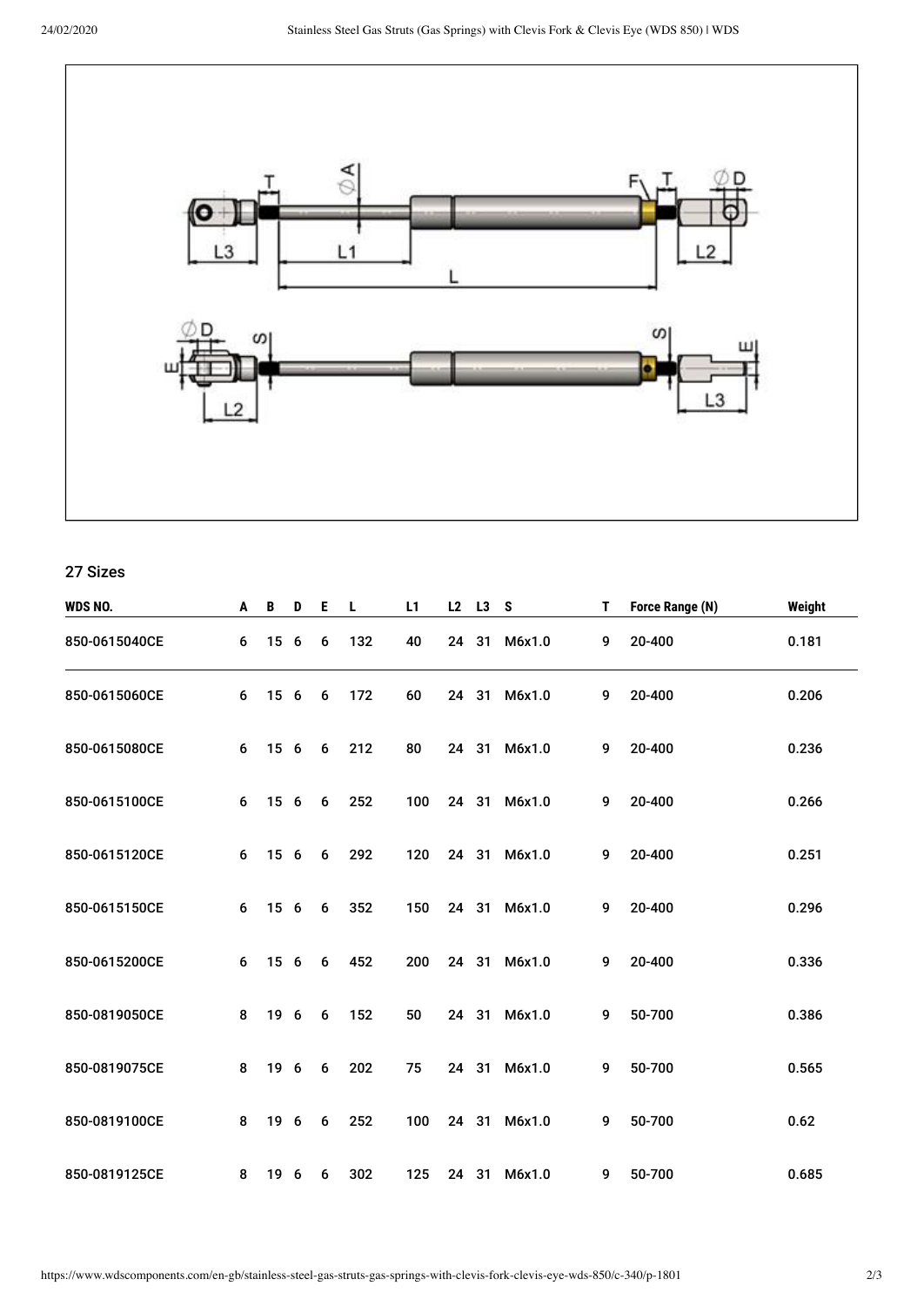## 27 Sizes

| WDS NO. | A | B | D | E | L | L1 | L2 | L3 | S | T | Force Range (N) | Weight |
|---|---|---|---|---|---|---|---|---|---|---|---|---|
| 850-0615040CE | 6 | 15 | 6 | 6 | 132 | 40 | 24 | 31 | M6x1.0 | 9 | 20-400 | 0.181 |
| 850-0615060CE | 6 | 15 | 6 | 6 | 172 | 60 | 24 | 31 | M6x1.0 | 9 | 20-400 | 0.206 |
| 850-0615080CE | 6 | 15 | 6 | 6 | 212 | 80 | 24 | 31 | M6x1.0 | 9 | 20-400 | 0.236 |
| 850-0615100CE | 6 | 15 | 6 | 6 | 252 | 100 | 24 | 31 | M6x1.0 | 9 | 20-400 | 0.266 |
| 850-0615120CE | 6 | 15 | 6 | 6 | 292 | 120 | 24 | 31 | M6x1.0 | 9 | 20-400 | 0.251 |
| 850-0615150CE | 6 | 15 | 6 | 6 | 352 | 150 | 24 | 31 | M6x1.0 | 9 | 20-400 | 0.296 |
| 850-0615200CE | 6 | 15 | 6 | 6 | 452 | 200 | 24 | 31 | M6x1.0 | 9 | 20-400 | 0.336 |
| 850-0819050CE | 8 | 19 | 6 | 6 | 152 | 50 | 24 | 31 | M6x1.0 | 9 | 50-700 | 0.386 |
| 850-0819075CE | 8 | 19 | 6 | 6 | 202 | 75 | 24 | 31 | M6x1.0 | 9 | 50-700 | 0.565 |
| 850-0819100CE | 8 | 19 | 6 | 6 | 252 | 100 | 24 | 31 | M6x1.0 | 9 | 50-700 | 0.62 |
| 850-0819125CE | 8 | 19 | 6 | 6 | 302 | 125 | 24 | 31 | M6x1.0 | 9 | 50-700 | 0.685 |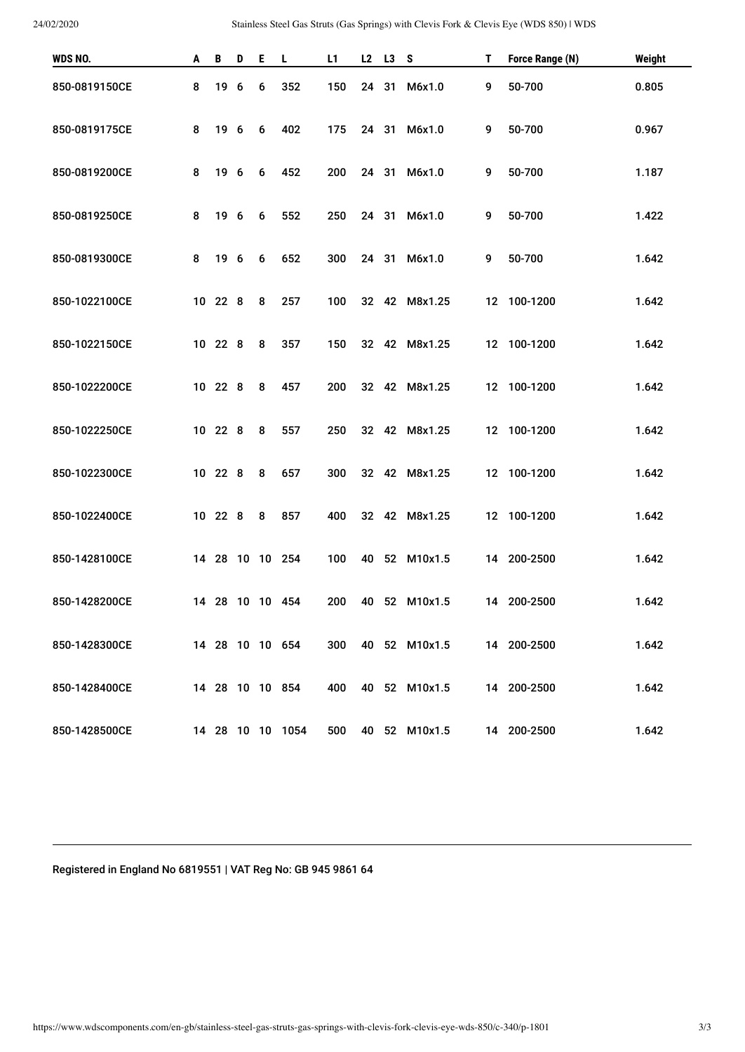| WDS NO. | A | B | D | E | L | L1 | L2 | L3 | S | T | Force Range (N) | Weight |
|---|---|---|---|---|---|---|---|---|---|---|---|---|
| 850-0819150CE | 8 | 19 | 6 | 6 | 352 | 150 | 24 | 31 | M6x1.0 | 9 | 50-700 | 0.805 |
| 850-0819175CE | 8 | 19 | 6 | 6 | 402 | 175 | 24 | 31 | M6x1.0 | 9 | 50-700 | 0.967 |
| 850-0819200CE | 8 | 19 | 6 | 6 | 452 | 200 | 24 | 31 | M6x1.0 | 9 | 50-700 | 1.187 |
| 850-0819250CE | 8 | 19 | 6 | 6 | 552 | 250 | 24 | 31 | M6x1.0 | 9 | 50-700 | 1.422 |
| 850-0819300CE | 8 | 19 | 6 | 6 | 652 | 300 | 24 | 31 | M6x1.0 | 9 | 50-700 | 1.642 |
| 850-1022100CE | 10 | 22 | 8 | 8 | 257 | 100 | 32 | 42 | M8x1.25 | 12 | 100-1200 | 1.642 |
| 850-1022150CE | 10 | 22 | 8 | 8 | 357 | 150 | 32 | 42 | M8x1.25 | 12 | 100-1200 | 1.642 |
| 850-1022200CE | 10 | 22 | 8 | 8 | 457 | 200 | 32 | 42 | M8x1.25 | 12 | 100-1200 | 1.642 |
| 850-1022250CE | 10 | 22 | 8 | 8 | 557 | 250 | 32 | 42 | M8x1.25 | 12 | 100-1200 | 1.642 |
| 850-1022300CE | 10 | 22 | 8 | 8 | 657 | 300 | 32 | 42 | M8x1.25 | 12 | 100-1200 | 1.642 |
| 850-1022400CE | 10 | 22 | 8 | 8 | 857 | 400 | 32 | 42 | M8x1.25 | 12 | 100-1200 | 1.642 |
| 850-1428100CE | 14 | 28 | 10 | 10 | 254 | 100 | 40 | 52 | M10x1.5 | 14 | 200-2500 | 1.642 |
| 850-1428200CE | 14 | 28 | 10 | 10 | 454 | 200 | 40 | 52 | M10x1.5 | 14 | 200-2500 | 1.642 |
| 850-1428300CE | 14 | 28 | 10 | 10 | 654 | 300 | 40 | 52 | M10x1.5 | 14 | 200-2500 | 1.642 |
| 850-1428400CE | 14 | 28 | 10 | 10 | 854 | 400 | 40 | 52 | M10x1.5 | 14 | 200-2500 | 1.642 |
| 850-1428500CE | 14 | 28 | 10 | 10 | 1054 | 500 | 40 | 52 | M10x1.5 | 14 | 200-2500 | 1.642 |

Registered in England No 6819551 | VAT Reg No: GB 945 9861 64